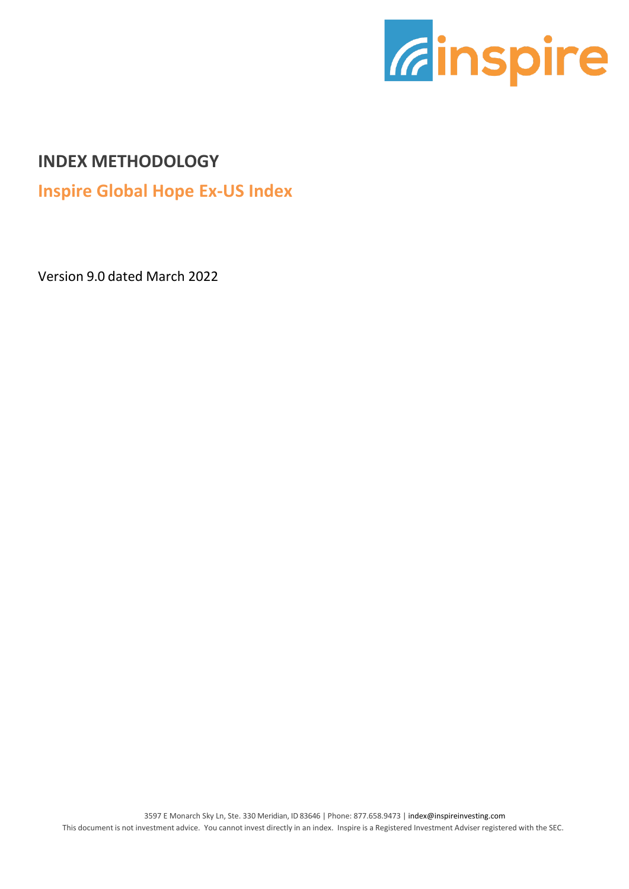# INDEX METHODOLOGY

## Inspire Global Hope Ex-US Index

Version 9.0 dated March 2022

3597 E Monarch Sky Ln, Ste. 330 Meridian, ID 83646 | Phone: 877.658.9473 | index@inspireinvesting.com

This document is not investment advice. You cannot invest directly in an index. Inspire is a Registered Investment Adviser registered with the SEC.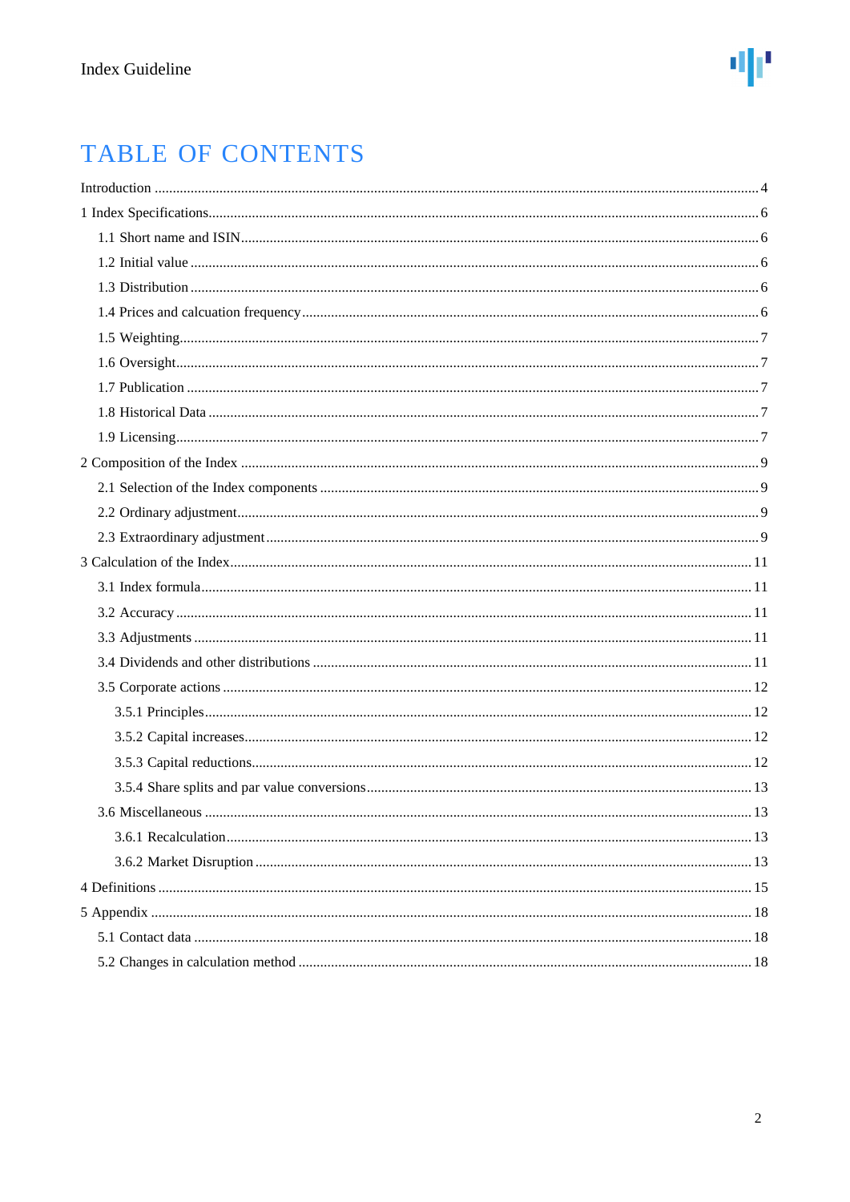# TABLE OF CONTENTS

Introduction ..... 4

1 Index Specifications ..... 6

- 1.1 Short name and ISIN ..... 6
- 1.2 Initial value ..... 6
- 1.3 Distribution ..... 6
- 1.4 Prices and calcuation frequency ..... 6
- 1.5 Weighting ..... 7
- 1.6 Oversight ..... 7
- 1.7 Publication ..... 7
- 1.8 Historical Data ..... 7
- 1.9 Licensing ..... 7

2 Composition of the Index ..... 9

- 2.1 Selection of the Index components ..... 9
- 2.2 Ordinary adjustment ..... 9
- 2.3 Extraordinary adjustment ..... 9

3 Calculation of the Index ..... 11

- 3.1 Index formula ..... 11
- 3.2 Accuracy ..... 11
- 3.3 Adjustments ..... 11
- 3.4 Dividends and other distributions ..... 11
- 3.5 Corporate actions ..... 12
  - 3.5.1 Principles ..... 12
  - 3.5.2 Capital increases ..... 12
  - 3.5.3 Capital reductions ..... 12
  - 3.5.4 Share splits and par value conversions ..... 13
- 3.6 Miscellaneous ..... 13
  - 3.6.1 Recalculation ..... 13
  - 3.6.2 Market Disruption ..... 13

4 Definitions ..... 15

5 Appendix ..... 18

- 5.1 Contact data ..... 18
- 5.2 Changes in calculation method ..... 18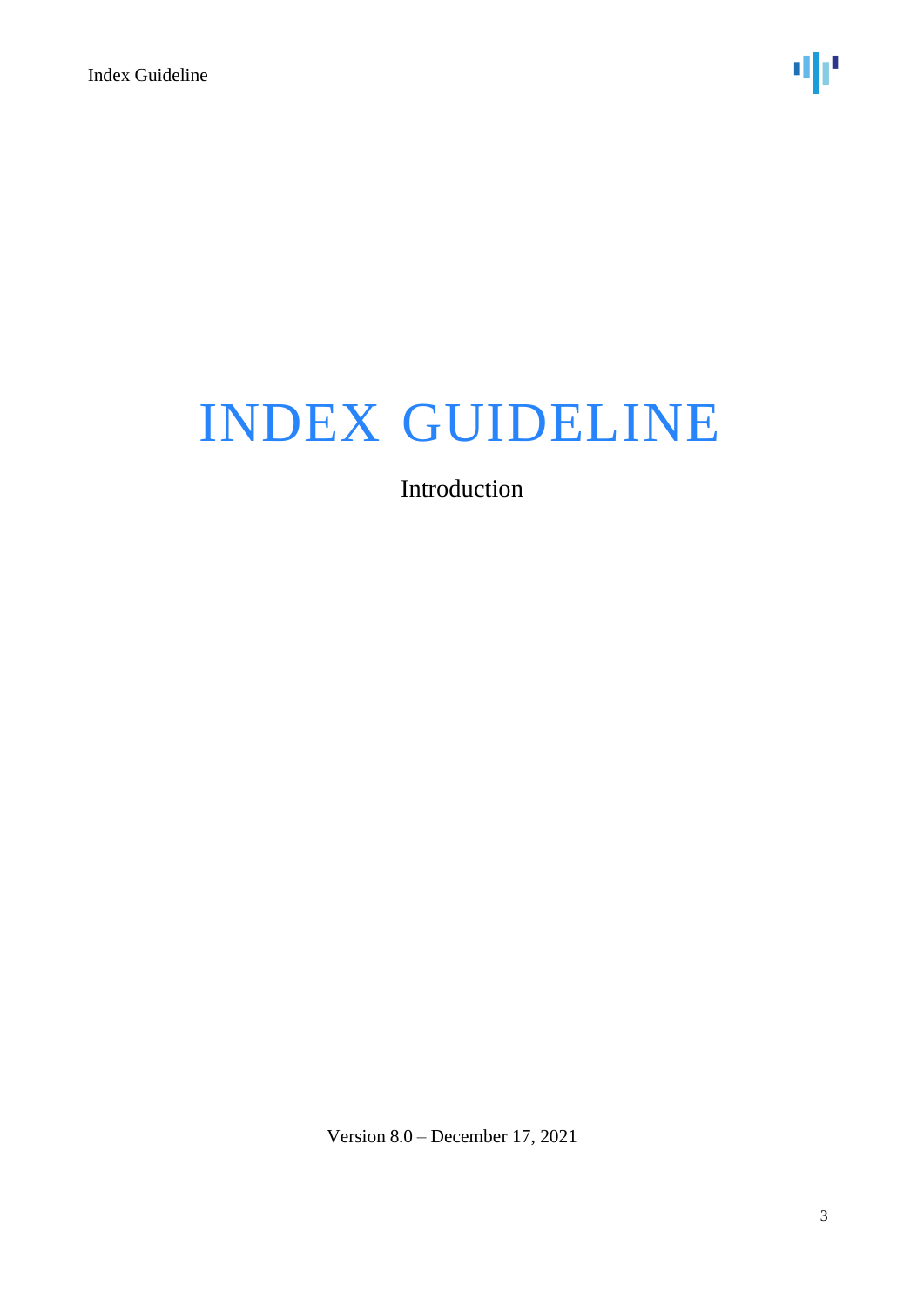# INDEX GUIDELINE

Introduction

Version 8.0 – December 17, 2021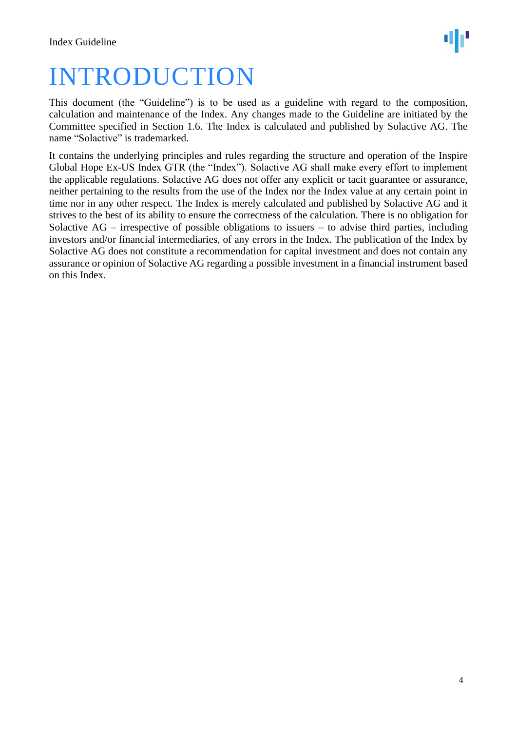# INTRODUCTION

This document (the "Guideline") is to be used as a guideline with regard to the composition, calculation and maintenance of the Index. Any changes made to the Guideline are initiated by the Committee specified in Section 1.6. The Index is calculated and published by Solactive AG. The name "Solactive" is trademarked.

It contains the underlying principles and rules regarding the structure and operation of the Inspire Global Hope Ex-US Index GTR (the "Index"). Solactive AG shall make every effort to implement the applicable regulations. Solactive AG does not offer any explicit or tacit guarantee or assurance, neither pertaining to the results from the use of the Index nor the Index value at any certain point in time nor in any other respect. The Index is merely calculated and published by Solactive AG and it strives to the best of its ability to ensure the correctness of the calculation. There is no obligation for Solactive AG – irrespective of possible obligations to issuers – to advise third parties, including investors and/or financial intermediaries, of any errors in the Index. The publication of the Index by Solactive AG does not constitute a recommendation for capital investment and does not contain any assurance or opinion of Solactive AG regarding a possible investment in a financial instrument based on this Index.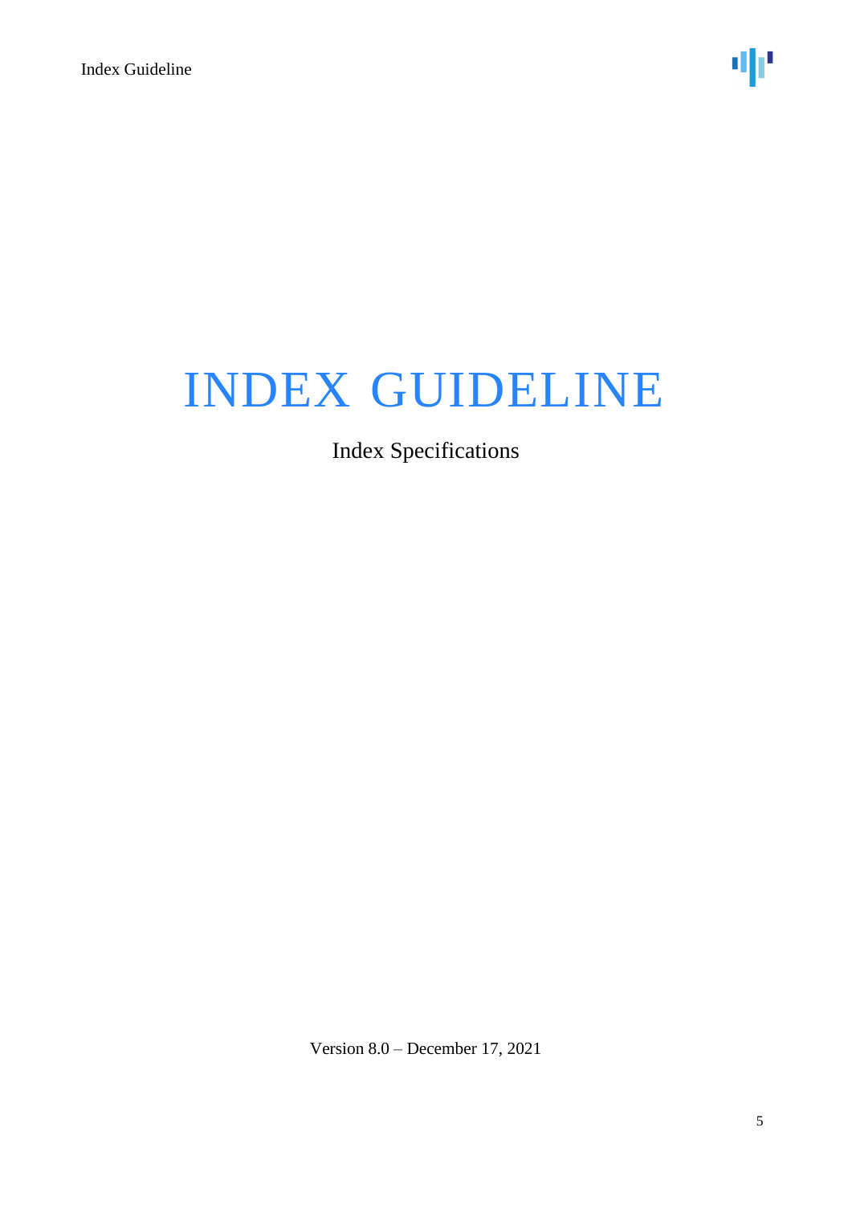# INDEX GUIDELINE

Index Specifications

Version 8.0 – December 17, 2021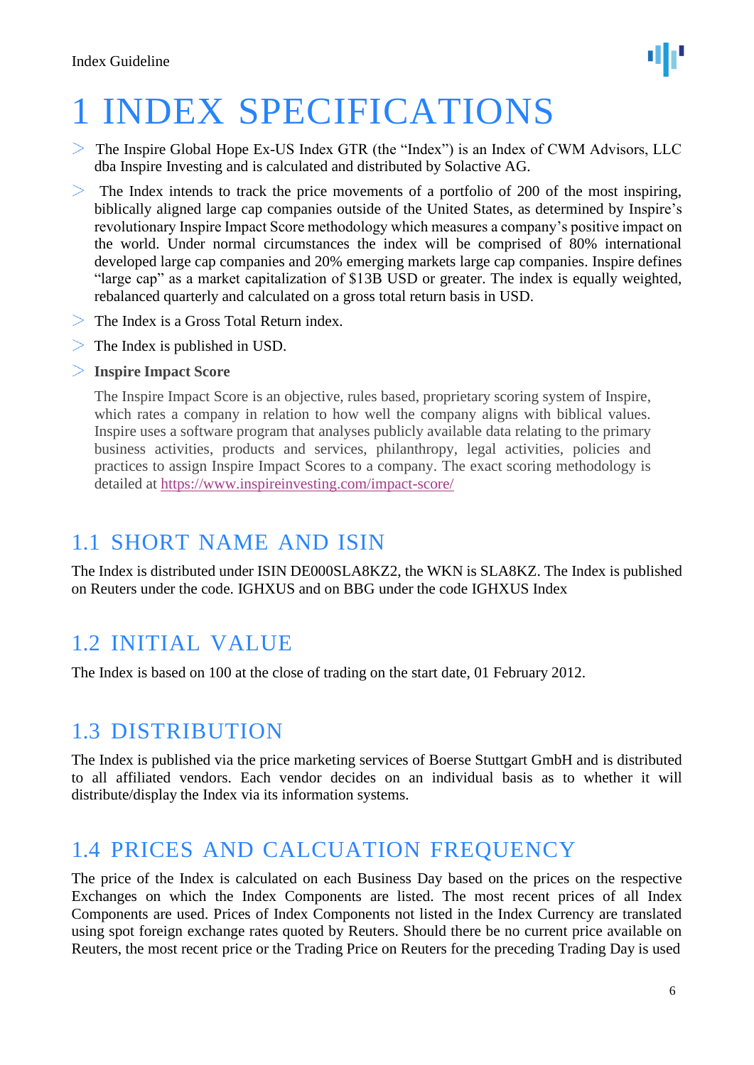# 1 INDEX SPECIFICATIONS

- The Inspire Global Hope Ex-US Index GTR (the "Index") is an Index of CWM Advisors, LLC dba Inspire Investing and is calculated and distributed by Solactive AG.
- The Index intends to track the price movements of a portfolio of 200 of the most inspiring, biblically aligned large cap companies outside of the United States, as determined by Inspire's revolutionary Inspire Impact Score methodology which measures a company's positive impact on the world. Under normal circumstances the index will be comprised of 80% international developed large cap companies and 20% emerging markets large cap companies. Inspire defines "large cap" as a market capitalization of $13B USD or greater. The index is equally weighted, rebalanced quarterly and calculated on a gross total return basis in USD.
- The Index is a Gross Total Return index.
- The Index is published in USD.
- **Inspire Impact Score**

  The Inspire Impact Score is an objective, rules based, proprietary scoring system of Inspire, which rates a company in relation to how well the company aligns with biblical values. Inspire uses a software program that analyses publicly available data relating to the primary business activities, products and services, philanthropy, legal activities, policies and practices to assign Inspire Impact Scores to a company. The exact scoring methodology is detailed at https://www.inspireinvesting.com/impact-score/

## 1.1 SHORT NAME AND ISIN

The Index is distributed under ISIN DE000SLA8KZ2, the WKN is SLA8KZ. The Index is published on Reuters under the code. IGHXUS and on BBG under the code IGHXUS Index

## 1.2 INITIAL VALUE

The Index is based on 100 at the close of trading on the start date, 01 February 2012.

## 1.3 DISTRIBUTION

The Index is published via the price marketing services of Boerse Stuttgart GmbH and is distributed to all affiliated vendors. Each vendor decides on an individual basis as to whether it will distribute/display the Index via its information systems.

## 1.4 PRICES AND CALCUATION FREQUENCY

The price of the Index is calculated on each Business Day based on the prices on the respective Exchanges on which the Index Components are listed. The most recent prices of all Index Components are used. Prices of Index Components not listed in the Index Currency are translated using spot foreign exchange rates quoted by Reuters. Should there be no current price available on Reuters, the most recent price or the Trading Price on Reuters for the preceding Trading Day is used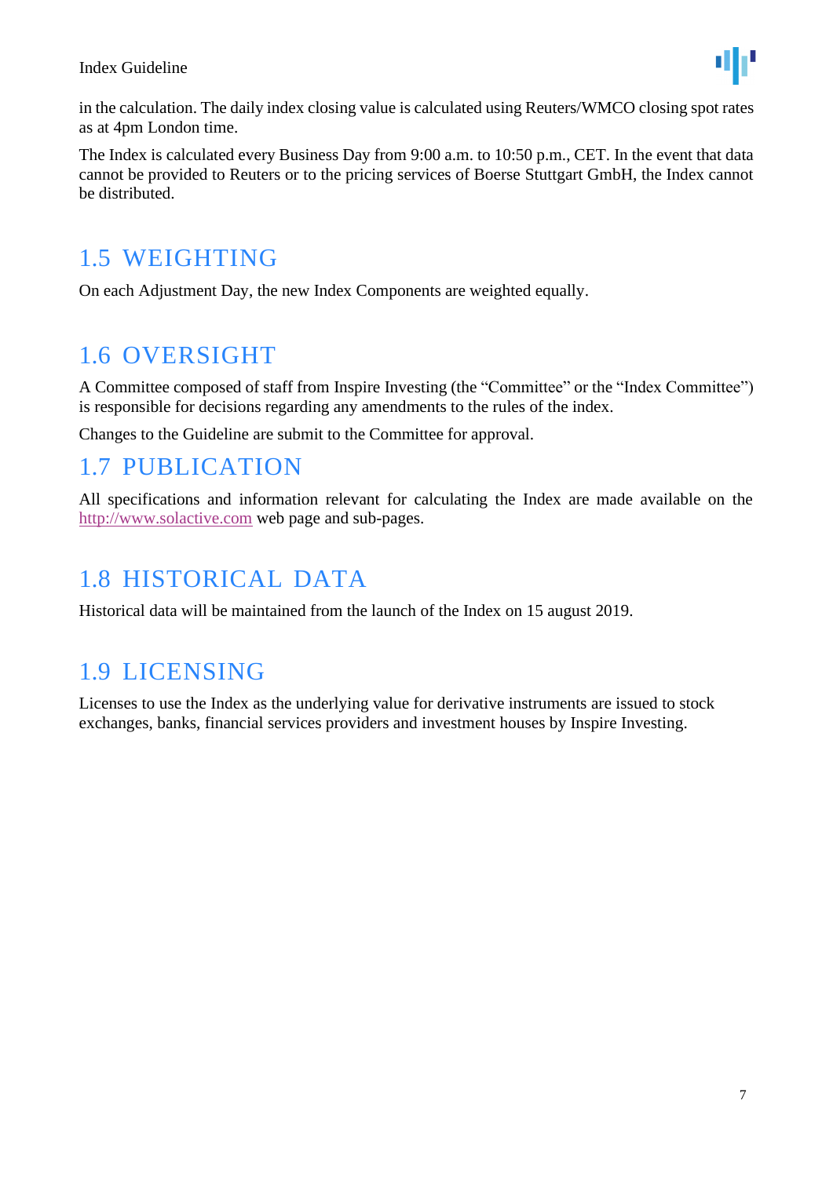in the calculation. The daily index closing value is calculated using Reuters/WMCO closing spot rates as at 4pm London time.

The Index is calculated every Business Day from 9:00 a.m. to 10:50 p.m., CET. In the event that data cannot be provided to Reuters or to the pricing services of Boerse Stuttgart GmbH, the Index cannot be distributed.

## 1.5 WEIGHTING

On each Adjustment Day, the new Index Components are weighted equally.

## 1.6 OVERSIGHT

A Committee composed of staff from Inspire Investing (the “Committee” or the “Index Committee”) is responsible for decisions regarding any amendments to the rules of the index.

Changes to the Guideline are submit to the Committee for approval.

## 1.7 PUBLICATION

All specifications and information relevant for calculating the Index are made available on the http://www.solactive.com web page and sub-pages.

## 1.8 HISTORICAL DATA

Historical data will be maintained from the launch of the Index on 15 august 2019.

## 1.9 LICENSING

Licenses to use the Index as the underlying value for derivative instruments are issued to stock exchanges, banks, financial services providers and investment houses by Inspire Investing.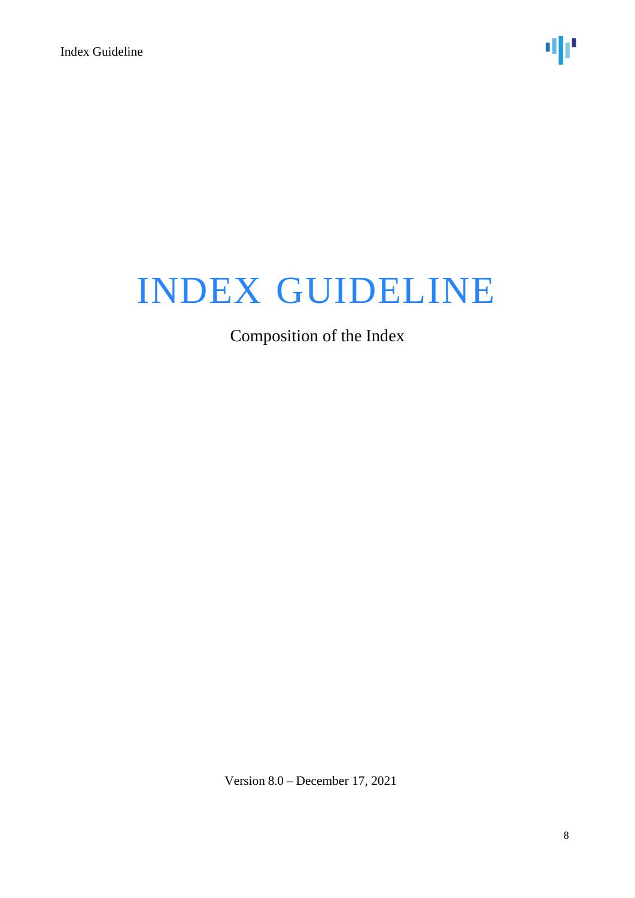# INDEX GUIDELINE

Composition of the Index

Version 8.0 – December 17, 2021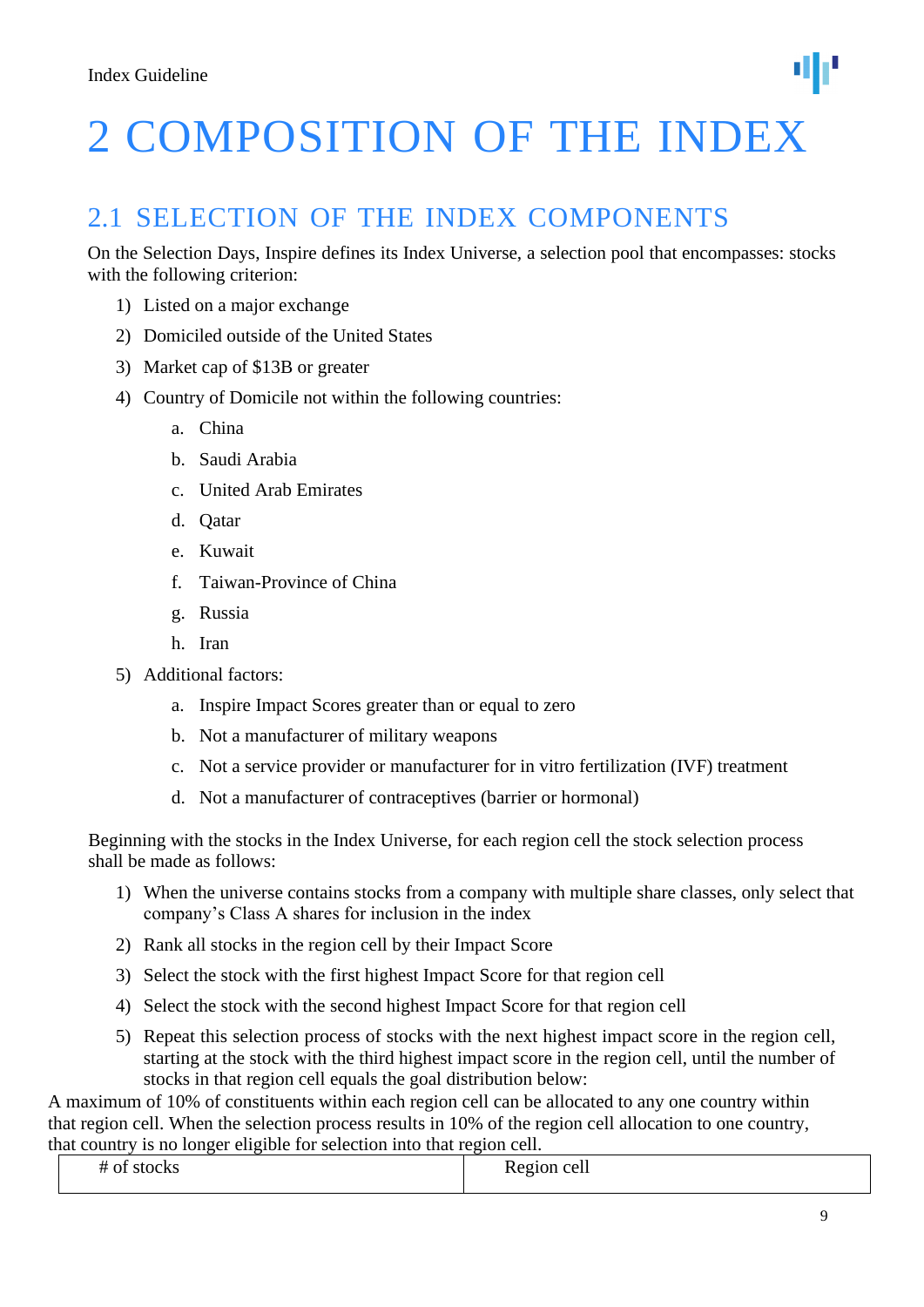# 2 COMPOSITION OF THE INDEX

## 2.1 SELECTION OF THE INDEX COMPONENTS

On the Selection Days, Inspire defines its Index Universe, a selection pool that encompasses: stocks with the following criterion:

1) Listed on a major exchange
2) Domiciled outside of the United States
3) Market cap of $13B or greater
4) Country of Domicile not within the following countries:
    a. China
    b. Saudi Arabia
    c. United Arab Emirates
    d. Qatar
    e. Kuwait
    f. Taiwan-Province of China
    g. Russia
    h. Iran
5) Additional factors:
    a. Inspire Impact Scores greater than or equal to zero
    b. Not a manufacturer of military weapons
    c. Not a service provider or manufacturer for in vitro fertilization (IVF) treatment
    d. Not a manufacturer of contraceptives (barrier or hormonal)

Beginning with the stocks in the Index Universe, for each region cell the stock selection process shall be made as follows:

1) When the universe contains stocks from a company with multiple share classes, only select that company's Class A shares for inclusion in the index
2) Rank all stocks in the region cell by their Impact Score
3) Select the stock with the first highest Impact Score for that region cell
4) Select the stock with the second highest Impact Score for that region cell
5) Repeat this selection process of stocks with the next highest impact score in the region cell, starting at the stock with the third highest impact score in the region cell, until the number of stocks in that region cell equals the goal distribution below:

A maximum of 10% of constituents within each region cell can be allocated to any one country within that region cell. When the selection process results in 10% of the region cell allocation to one country, that country is no longer eligible for selection into that region cell.

| # of stocks | Region cell |
| --- | --- |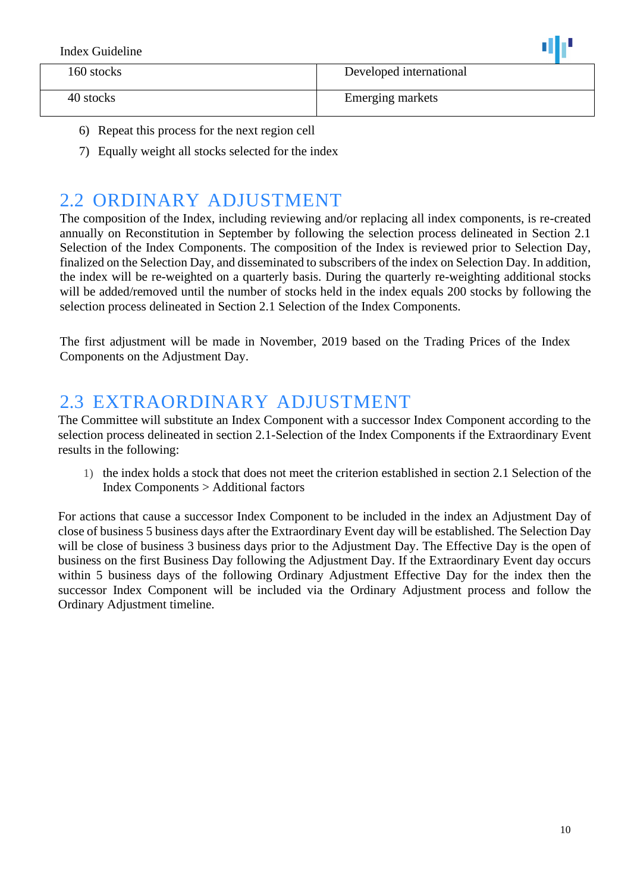| 160 stocks | Developed international |
|---|---|
| 40 stocks | Emerging markets |

6) Repeat this process for the next region cell
7) Equally weight all stocks selected for the index

## 2.2 ORDINARY ADJUSTMENT

The composition of the Index, including reviewing and/or replacing all index components, is re-created annually on Reconstitution in September by following the selection process delineated in Section 2.1 Selection of the Index Components. The composition of the Index is reviewed prior to Selection Day, finalized on the Selection Day, and disseminated to subscribers of the index on Selection Day. In addition, the index will be re-weighted on a quarterly basis. During the quarterly re-weighting additional stocks will be added/removed until the number of stocks held in the index equals 200 stocks by following the selection process delineated in Section 2.1 Selection of the Index Components.

The first adjustment will be made in November, 2019 based on the Trading Prices of the Index Components on the Adjustment Day.

## 2.3 EXTRAORDINARY ADJUSTMENT

The Committee will substitute an Index Component with a successor Index Component according to the selection process delineated in section 2.1-Selection of the Index Components if the Extraordinary Event results in the following:

1) the index holds a stock that does not meet the criterion established in section 2.1 Selection of the Index Components > Additional factors

For actions that cause a successor Index Component to be included in the index an Adjustment Day of close of business 5 business days after the Extraordinary Event day will be established. The Selection Day will be close of business 3 business days prior to the Adjustment Day. The Effective Day is the open of business on the first Business Day following the Adjustment Day. If the Extraordinary Event day occurs within 5 business days of the following Ordinary Adjustment Effective Day for the index then the successor Index Component will be included via the Ordinary Adjustment process and follow the Ordinary Adjustment timeline.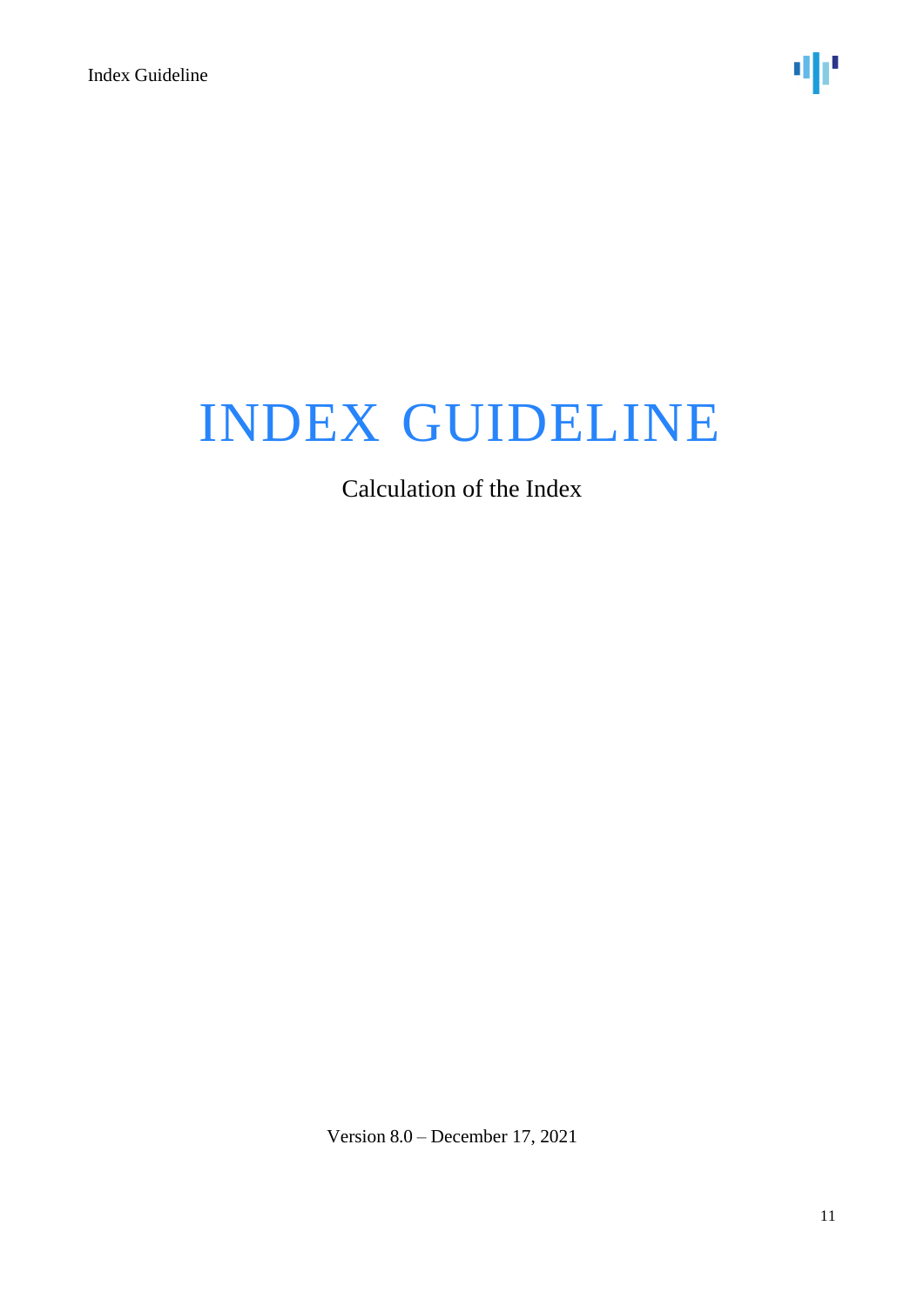# INDEX GUIDELINE

Calculation of the Index

Version 8.0 – December 17, 2021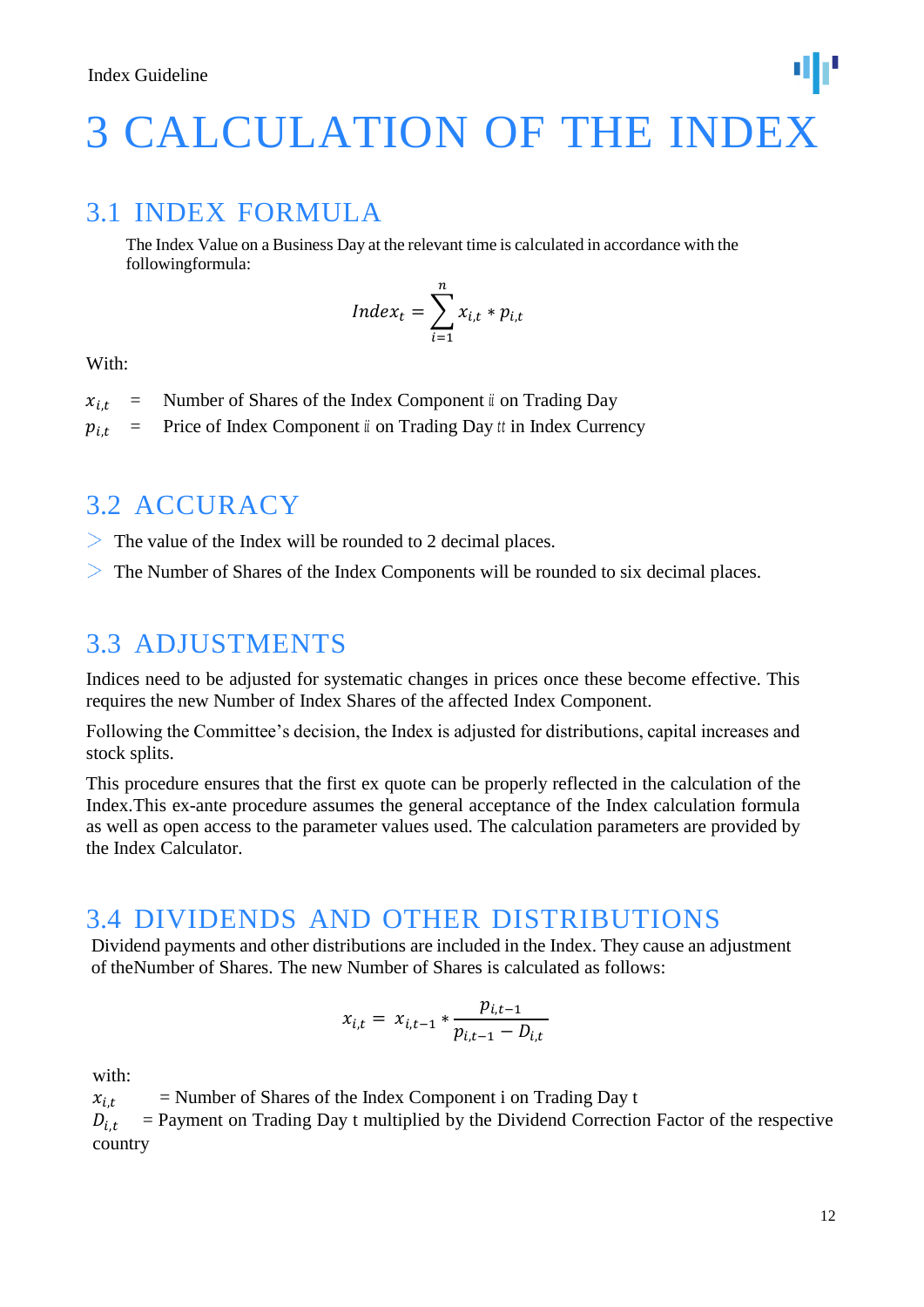# 3 CALCULATION OF THE INDEX

## 3.1 INDEX FORMULA

The Index Value on a Business Day at the relevant time is calculated in accordance with the followingformula:

$$Index_t = \sum_{i=1}^{n} x_{i,t} * p_{i,t}$$

With:

$x_{i,t}$ = Number of Shares of the Index Component $i$ on Trading Day

$p_{i,t}$ = Price of Index Component $i$ on Trading Day $t$ in Index Currency

## 3.2 ACCURACY

- The value of the Index will be rounded to 2 decimal places.
- The Number of Shares of the Index Components will be rounded to six decimal places.

## 3.3 ADJUSTMENTS

Indices need to be adjusted for systematic changes in prices once these become effective. This requires the new Number of Index Shares of the affected Index Component.

Following the Committee's decision, the Index is adjusted for distributions, capital increases and stock splits.

This procedure ensures that the first ex quote can be properly reflected in the calculation of the Index.This ex-ante procedure assumes the general acceptance of the Index calculation formula as well as open access to the parameter values used. The calculation parameters are provided by the Index Calculator.

## 3.4 DIVIDENDS AND OTHER DISTRIBUTIONS

Dividend payments and other distributions are included in the Index. They cause an adjustment of theNumber of Shares. The new Number of Shares is calculated as follows:

$$x_{i,t} = x_{i,t-1} * \frac{p_{i,t-1}}{p_{i,t-1} - D_{i,t}}$$

with:

$x_{i,t}$ = Number of Shares of the Index Component i on Trading Day t

$D_{i,t}$ = Payment on Trading Day t multiplied by the Dividend Correction Factor of the respective country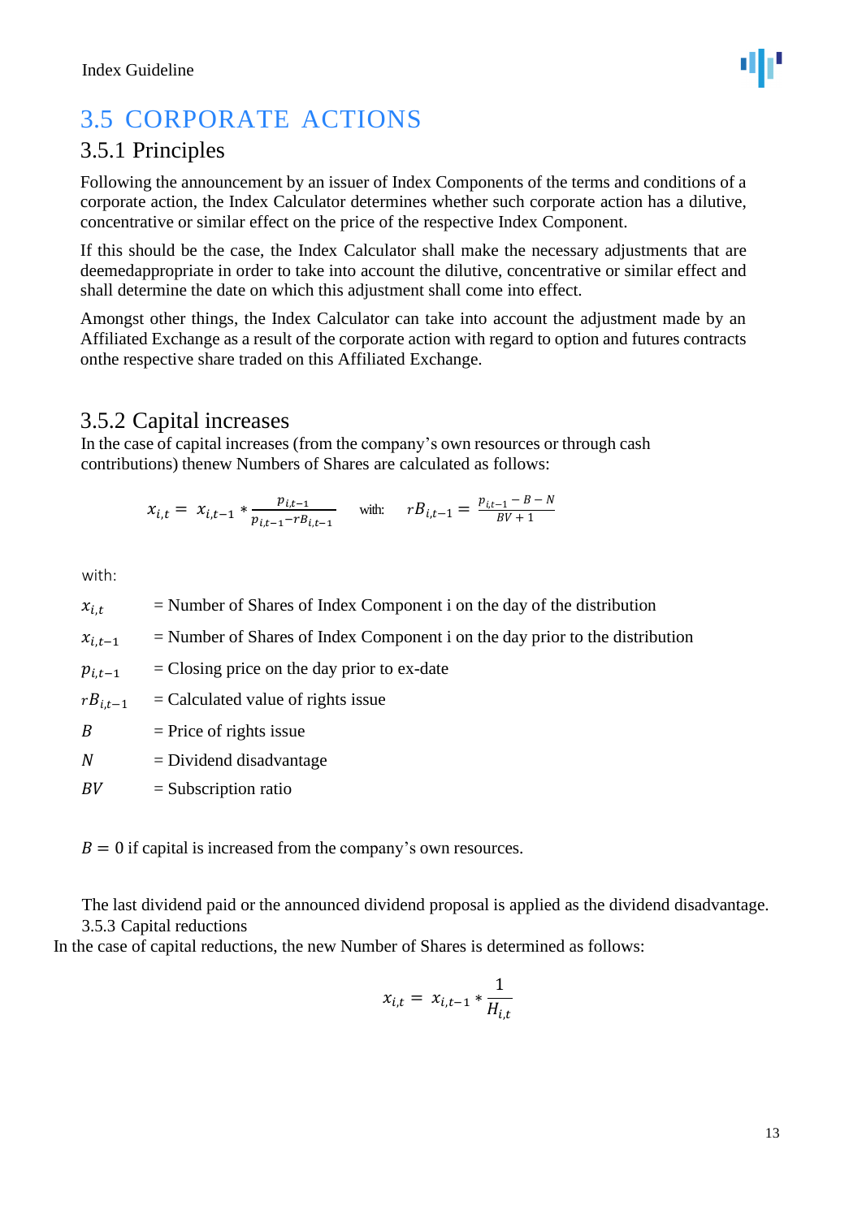## 3.5 CORPORATE ACTIONS

### 3.5.1 Principles

Following the announcement by an issuer of Index Components of the terms and conditions of a corporate action, the Index Calculator determines whether such corporate action has a dilutive, concentrative or similar effect on the price of the respective Index Component.

If this should be the case, the Index Calculator shall make the necessary adjustments that are deemedappropriate in order to take into account the dilutive, concentrative or similar effect and shall determine the date on which this adjustment shall come into effect.

Amongst other things, the Index Calculator can take into account the adjustment made by an Affiliated Exchange as a result of the corporate action with regard to option and futures contracts onthe respective share traded on this Affiliated Exchange.

### 3.5.2 Capital increases

In the case of capital increases (from the company's own resources or through cash contributions) thenew Numbers of Shares are calculated as follows:

$$x_{i,t} = x_{i,t-1} * \frac{p_{i,t-1}}{p_{i,t-1} - rB_{i,t-1}} \quad \text{with:} \quad rB_{i,t-1} = \frac{p_{i,t-1} - B - N}{BV + 1}$$

with:

$x_{i,t}$ = Number of Shares of Index Component i on the day of the distribution

$x_{i,t-1}$ = Number of Shares of Index Component i on the day prior to the distribution

$p_{i,t-1}$ = Closing price on the day prior to ex-date

$rB_{i,t-1}$ = Calculated value of rights issue

$B$ = Price of rights issue

$N$ = Dividend disadvantage

$BV$ = Subscription ratio

$B = 0$ if capital is increased from the company's own resources.

The last dividend paid or the announced dividend proposal is applied as the dividend disadvantage.

### 3.5.3 Capital reductions

In the case of capital reductions, the new Number of Shares is determined as follows:

$$x_{i,t} = x_{i,t-1} * \frac{1}{H_{i,t}}$$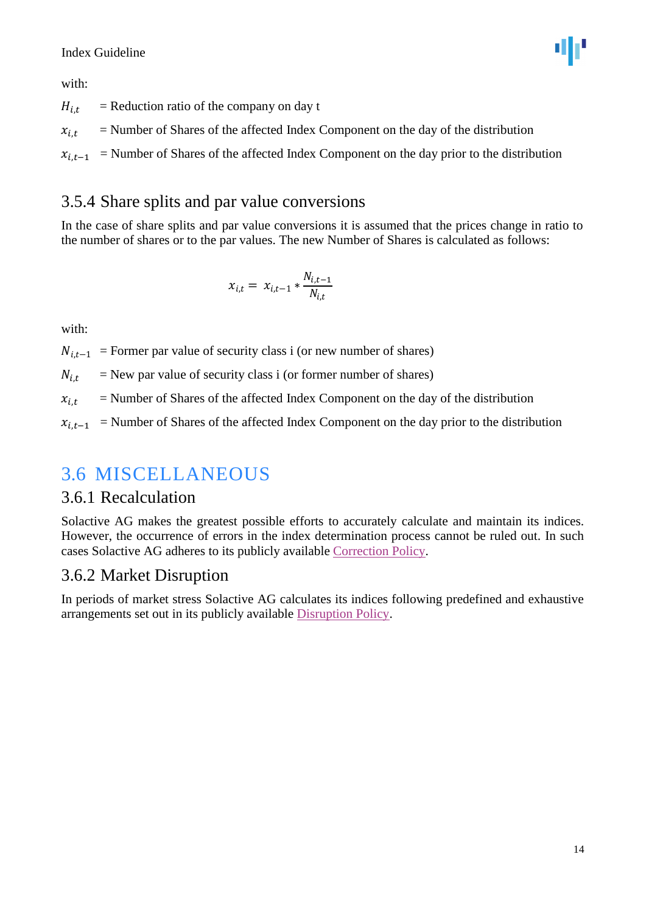with:

$H_{i,t}$ = Reduction ratio of the company on day t

$x_{i,t}$ = Number of Shares of the affected Index Component on the day of the distribution

$x_{i,t-1}$ = Number of Shares of the affected Index Component on the day prior to the distribution

### 3.5.4 Share splits and par value conversions

In the case of share splits and par value conversions it is assumed that the prices change in ratio to the number of shares or to the par values. The new Number of Shares is calculated as follows:

$$x_{i,t} = x_{i,t-1} * \frac{N_{i,t-1}}{N_{i,t}}$$

with:

$N_{i,t-1}$ = Former par value of security class i (or new number of shares)

$N_{i,t}$ = New par value of security class i (or former number of shares)

$x_{i,t}$ = Number of Shares of the affected Index Component on the day of the distribution

$x_{i,t-1}$ = Number of Shares of the affected Index Component on the day prior to the distribution

## 3.6 MISCELLANEOUS

### 3.6.1 Recalculation

Solactive AG makes the greatest possible efforts to accurately calculate and maintain its indices. However, the occurrence of errors in the index determination process cannot be ruled out. In such cases Solactive AG adheres to its publicly available Correction Policy.

### 3.6.2 Market Disruption

In periods of market stress Solactive AG calculates its indices following predefined and exhaustive arrangements set out in its publicly available Disruption Policy.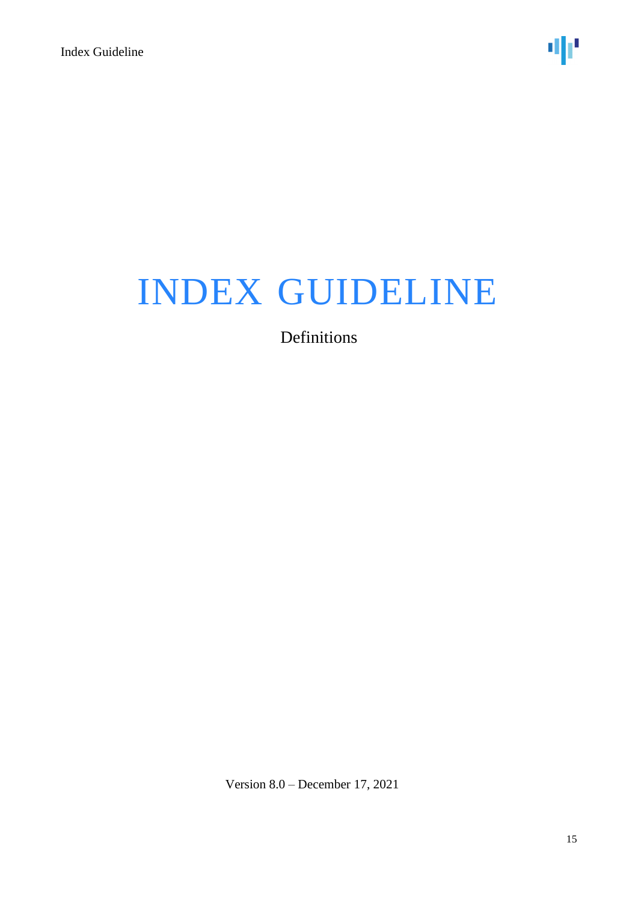# INDEX GUIDELINE

Definitions

Version 8.0 – December 17, 2021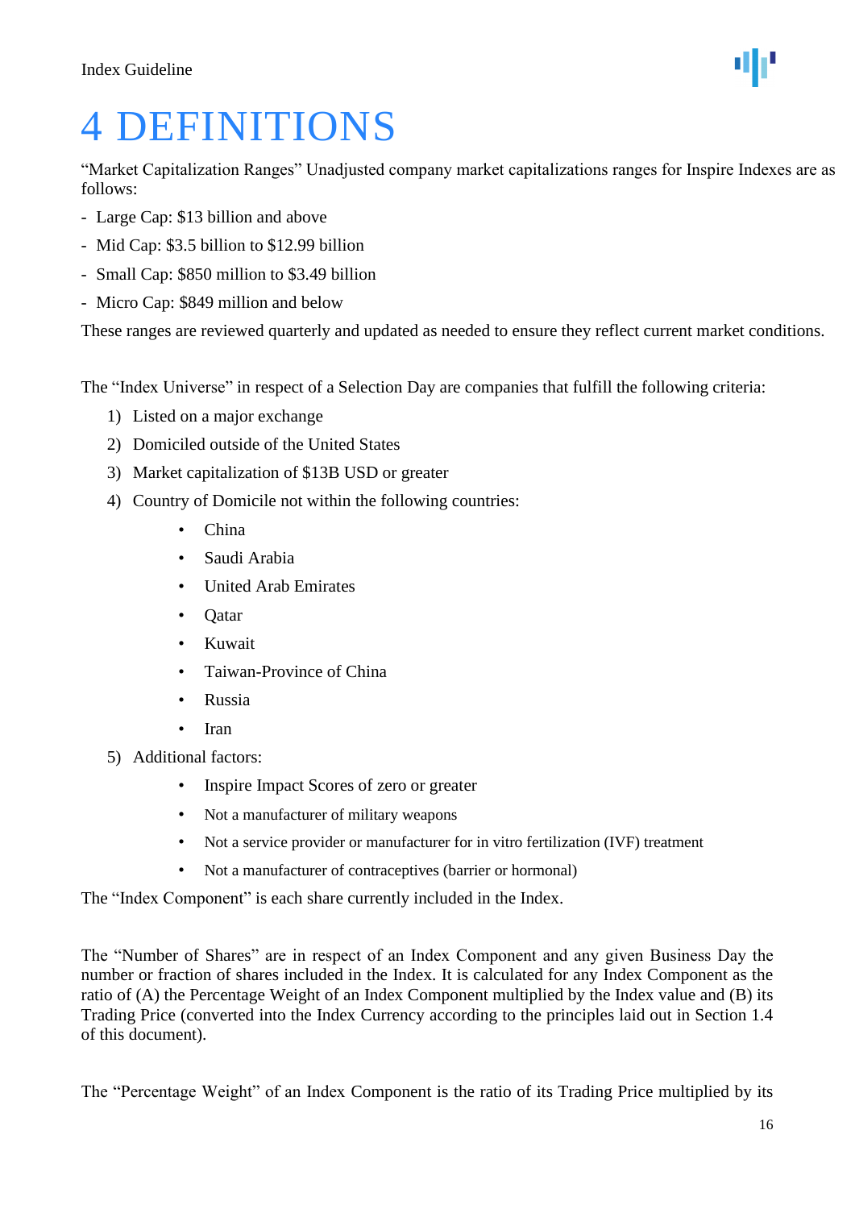# 4 DEFINITIONS

"Market Capitalization Ranges" Unadjusted company market capitalizations ranges for Inspire Indexes are as follows:

- Large Cap: $13 billion and above
- Mid Cap: $3.5 billion to $12.99 billion
- Small Cap: $850 million to $3.49 billion
- Micro Cap: $849 million and below

These ranges are reviewed quarterly and updated as needed to ensure they reflect current market conditions.

The "Index Universe" in respect of a Selection Day are companies that fulfill the following criteria:

1) Listed on a major exchange
2) Domiciled outside of the United States
3) Market capitalization of $13B USD or greater
4) Country of Domicile not within the following countries:
    - China
    - Saudi Arabia
    - United Arab Emirates
    - Qatar
    - Kuwait
    - Taiwan-Province of China
    - Russia
    - Iran
5) Additional factors:
    - Inspire Impact Scores of zero or greater
    - Not a manufacturer of military weapons
    - Not a service provider or manufacturer for in vitro fertilization (IVF) treatment
    - Not a manufacturer of contraceptives (barrier or hormonal)

The "Index Component" is each share currently included in the Index.

The "Number of Shares" are in respect of an Index Component and any given Business Day the number or fraction of shares included in the Index. It is calculated for any Index Component as the ratio of (A) the Percentage Weight of an Index Component multiplied by the Index value and (B) its Trading Price (converted into the Index Currency according to the principles laid out in Section 1.4 of this document).

The "Percentage Weight" of an Index Component is the ratio of its Trading Price multiplied by its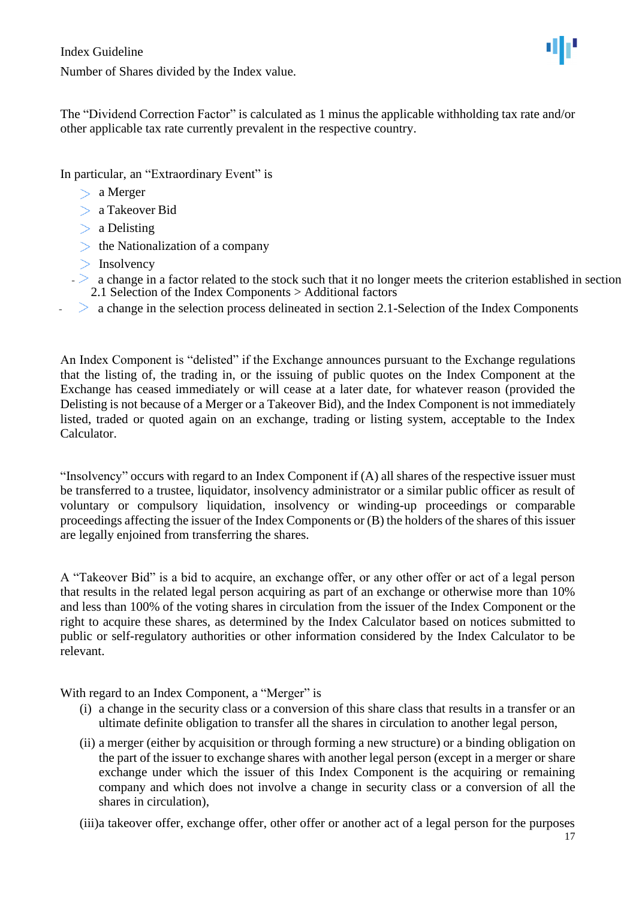Number of Shares divided by the Index value.

The "Dividend Correction Factor" is calculated as 1 minus the applicable withholding tax rate and/or other applicable tax rate currently prevalent in the respective country.

In particular, an "Extraordinary Event" is

- a Merger
- a Takeover Bid
- a Delisting
- the Nationalization of a company
- Insolvency
- a change in a factor related to the stock such that it no longer meets the criterion established in section 2.1 Selection of the Index Components > Additional factors
- a change in the selection process delineated in section 2.1-Selection of the Index Components

An Index Component is "delisted" if the Exchange announces pursuant to the Exchange regulations that the listing of, the trading in, or the issuing of public quotes on the Index Component at the Exchange has ceased immediately or will cease at a later date, for whatever reason (provided the Delisting is not because of a Merger or a Takeover Bid), and the Index Component is not immediately listed, traded or quoted again on an exchange, trading or listing system, acceptable to the Index Calculator.

"Insolvency" occurs with regard to an Index Component if (A) all shares of the respective issuer must be transferred to a trustee, liquidator, insolvency administrator or a similar public officer as result of voluntary or compulsory liquidation, insolvency or winding-up proceedings or comparable proceedings affecting the issuer of the Index Components or (B) the holders of the shares of this issuer are legally enjoined from transferring the shares.

A "Takeover Bid" is a bid to acquire, an exchange offer, or any other offer or act of a legal person that results in the related legal person acquiring as part of an exchange or otherwise more than 10% and less than 100% of the voting shares in circulation from the issuer of the Index Component or the right to acquire these shares, as determined by the Index Calculator based on notices submitted to public or self-regulatory authorities or other information considered by the Index Calculator to be relevant.

With regard to an Index Component, a "Merger" is

(i) a change in the security class or a conversion of this share class that results in a transfer or an ultimate definite obligation to transfer all the shares in circulation to another legal person,

(ii) a merger (either by acquisition or through forming a new structure) or a binding obligation on the part of the issuer to exchange shares with another legal person (except in a merger or share exchange under which the issuer of this Index Component is the acquiring or remaining company and which does not involve a change in security class or a conversion of all the shares in circulation),

(iii) a takeover offer, exchange offer, other offer or another act of a legal person for the purposes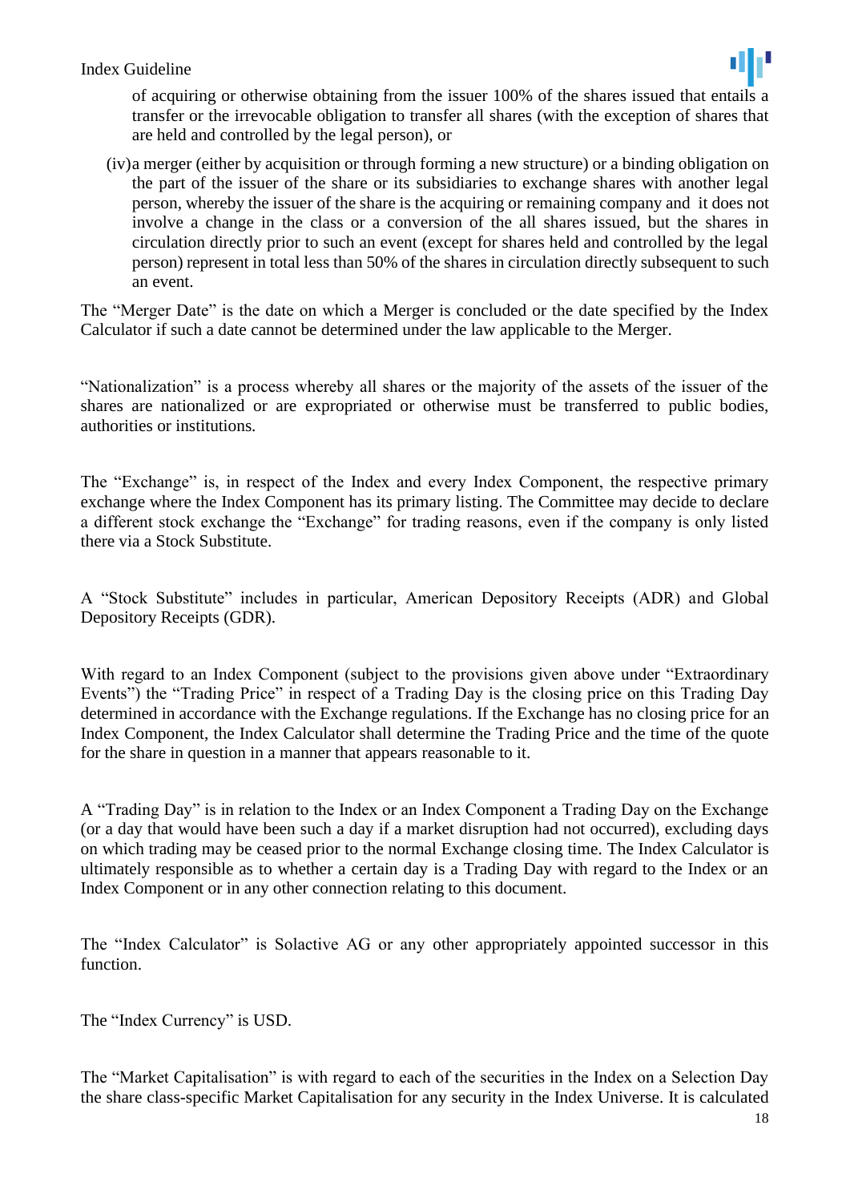of acquiring or otherwise obtaining from the issuer 100% of the shares issued that entails a transfer or the irrevocable obligation to transfer all shares (with the exception of shares that are held and controlled by the legal person), or

(iv) a merger (either by acquisition or through forming a new structure) or a binding obligation on the part of the issuer of the share or its subsidiaries to exchange shares with another legal person, whereby the issuer of the share is the acquiring or remaining company and it does not involve a change in the class or a conversion of the all shares issued, but the shares in circulation directly prior to such an event (except for shares held and controlled by the legal person) represent in total less than 50% of the shares in circulation directly subsequent to such an event.

The "Merger Date" is the date on which a Merger is concluded or the date specified by the Index Calculator if such a date cannot be determined under the law applicable to the Merger.

"Nationalization" is a process whereby all shares or the majority of the assets of the issuer of the shares are nationalized or are expropriated or otherwise must be transferred to public bodies, authorities or institutions.

The "Exchange" is, in respect of the Index and every Index Component, the respective primary exchange where the Index Component has its primary listing. The Committee may decide to declare a different stock exchange the "Exchange" for trading reasons, even if the company is only listed there via a Stock Substitute.

A "Stock Substitute" includes in particular, American Depository Receipts (ADR) and Global Depository Receipts (GDR).

With regard to an Index Component (subject to the provisions given above under "Extraordinary Events") the "Trading Price" in respect of a Trading Day is the closing price on this Trading Day determined in accordance with the Exchange regulations. If the Exchange has no closing price for an Index Component, the Index Calculator shall determine the Trading Price and the time of the quote for the share in question in a manner that appears reasonable to it.

A "Trading Day" is in relation to the Index or an Index Component a Trading Day on the Exchange (or a day that would have been such a day if a market disruption had not occurred), excluding days on which trading may be ceased prior to the normal Exchange closing time. The Index Calculator is ultimately responsible as to whether a certain day is a Trading Day with regard to the Index or an Index Component or in any other connection relating to this document.

The "Index Calculator" is Solactive AG or any other appropriately appointed successor in this function.

The "Index Currency" is USD.

The "Market Capitalisation" is with regard to each of the securities in the Index on a Selection Day the share class-specific Market Capitalisation for any security in the Index Universe. It is calculated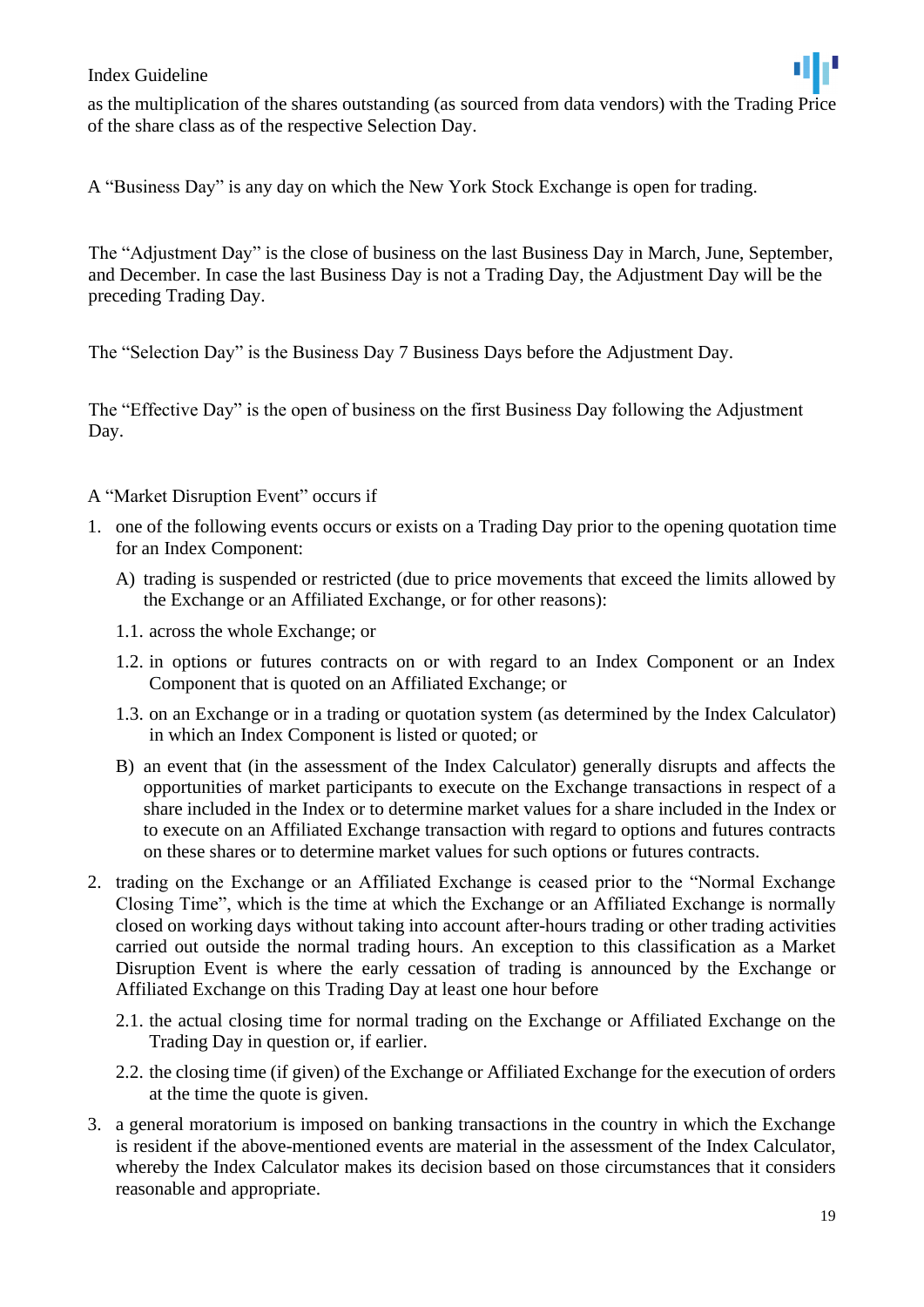as the multiplication of the shares outstanding (as sourced from data vendors) with the Trading Price of the share class as of the respective Selection Day.

A "Business Day" is any day on which the New York Stock Exchange is open for trading.

The "Adjustment Day" is the close of business on the last Business Day in March, June, September, and December. In case the last Business Day is not a Trading Day, the Adjustment Day will be the preceding Trading Day.

The "Selection Day" is the Business Day 7 Business Days before the Adjustment Day.

The "Effective Day" is the open of business on the first Business Day following the Adjustment Day.

A "Market Disruption Event" occurs if

1. one of the following events occurs or exists on a Trading Day prior to the opening quotation time for an Index Component:

   A) trading is suspended or restricted (due to price movements that exceed the limits allowed by the Exchange or an Affiliated Exchange, or for other reasons):

   1.1. across the whole Exchange; or

   1.2. in options or futures contracts on or with regard to an Index Component or an Index Component that is quoted on an Affiliated Exchange; or

   1.3. on an Exchange or in a trading or quotation system (as determined by the Index Calculator) in which an Index Component is listed or quoted; or

   B) an event that (in the assessment of the Index Calculator) generally disrupts and affects the opportunities of market participants to execute on the Exchange transactions in respect of a share included in the Index or to determine market values for a share included in the Index or to execute on an Affiliated Exchange transaction with regard to options and futures contracts on these shares or to determine market values for such options or futures contracts.

2. trading on the Exchange or an Affiliated Exchange is ceased prior to the "Normal Exchange Closing Time", which is the time at which the Exchange or an Affiliated Exchange is normally closed on working days without taking into account after-hours trading or other trading activities carried out outside the normal trading hours. An exception to this classification as a Market Disruption Event is where the early cessation of trading is announced by the Exchange or Affiliated Exchange on this Trading Day at least one hour before

   2.1. the actual closing time for normal trading on the Exchange or Affiliated Exchange on the Trading Day in question or, if earlier.

   2.2. the closing time (if given) of the Exchange or Affiliated Exchange for the execution of orders at the time the quote is given.

3. a general moratorium is imposed on banking transactions in the country in which the Exchange is resident if the above-mentioned events are material in the assessment of the Index Calculator, whereby the Index Calculator makes its decision based on those circumstances that it considers reasonable and appropriate.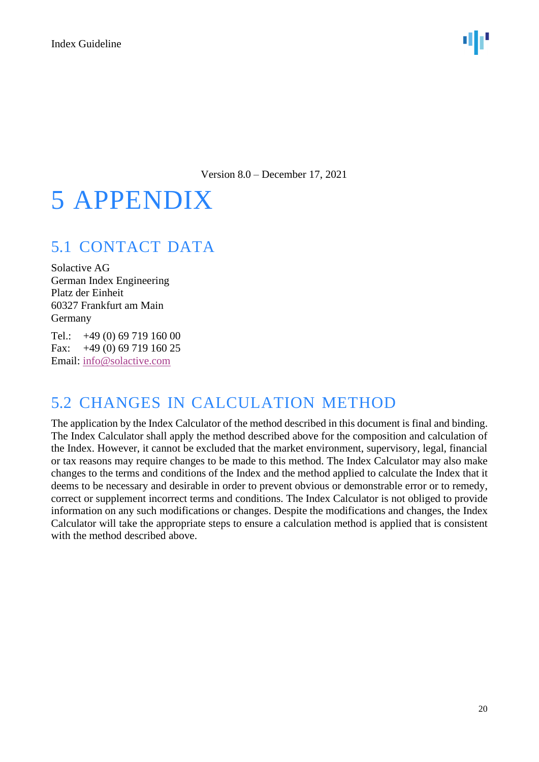Version 8.0 – December 17, 2021

# 5 APPENDIX

## 5.1 CONTACT DATA

Solactive AG
German Index Engineering
Platz der Einheit
60327 Frankfurt am Main
Germany

Tel.: +49 (0) 69 719 160 00
Fax: +49 (0) 69 719 160 25
Email: info@solactive.com

## 5.2 CHANGES IN CALCULATION METHOD

The application by the Index Calculator of the method described in this document is final and binding. The Index Calculator shall apply the method described above for the composition and calculation of the Index. However, it cannot be excluded that the market environment, supervisory, legal, financial or tax reasons may require changes to be made to this method. The Index Calculator may also make changes to the terms and conditions of the Index and the method applied to calculate the Index that it deems to be necessary and desirable in order to prevent obvious or demonstrable error or to remedy, correct or supplement incorrect terms and conditions. The Index Calculator is not obliged to provide information on any such modifications or changes. Despite the modifications and changes, the Index Calculator will take the appropriate steps to ensure a calculation method is applied that is consistent with the method described above.